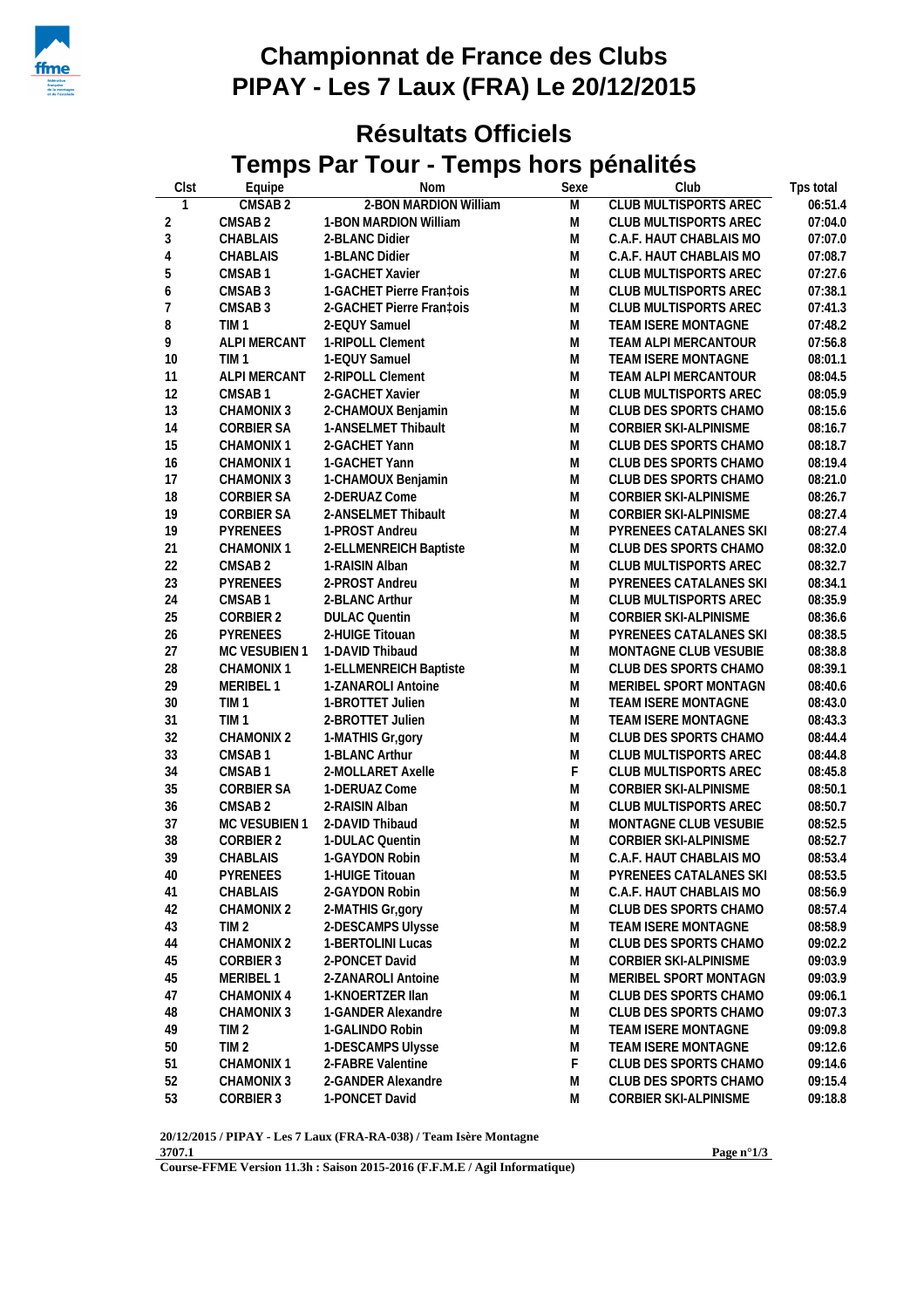# Championnat de France des Clubs
# PIPAY - Les 7 Laux (FRA) Le 20/12/2015

## Résultats Officiels

## Temps Par Tour - Temps hors pénalités

| Clst | Equipe | Nom | Sexe | Club | Tps total |
|---|---|---|---|---|---|
| 1 | CMSAB 2 | 2-BON MARDION William | M | CLUB MULTISPORTS AREC | 06:51.4 |
| 2 | CMSAB 2 | 1-BON MARDION William | M | CLUB MULTISPORTS AREC | 07:04.0 |
| 3 | CHABLAIS | 2-BLANC Didier | M | C.A.F. HAUT CHABLAIS MO | 07:07.0 |
| 4 | CHABLAIS | 1-BLANC Didier | M | C.A.F. HAUT CHABLAIS MO | 07:08.7 |
| 5 | CMSAB 1 | 1-GACHET Xavier | M | CLUB MULTISPORTS AREC | 07:27.6 |
| 6 | CMSAB 3 | 1-GACHET Pierre Fran‡ois | M | CLUB MULTISPORTS AREC | 07:38.1 |
| 7 | CMSAB 3 | 2-GACHET Pierre Fran‡ois | M | CLUB MULTISPORTS AREC | 07:41.3 |
| 8 | TIM 1 | 2-EQUY Samuel | M | TEAM ISERE MONTAGNE | 07:48.2 |
| 9 | ALPI MERCANT | 1-RIPOLL Clement | M | TEAM ALPI MERCANTOUR | 07:56.8 |
| 10 | TIM 1 | 1-EQUY Samuel | M | TEAM ISERE MONTAGNE | 08:01.1 |
| 11 | ALPI MERCANT | 2-RIPOLL Clement | M | TEAM ALPI MERCANTOUR | 08:04.5 |
| 12 | CMSAB 1 | 2-GACHET Xavier | M | CLUB MULTISPORTS AREC | 08:05.9 |
| 13 | CHAMONIX 3 | 2-CHAMOUX Benjamin | M | CLUB DES SPORTS CHAMO | 08:15.6 |
| 14 | CORBIER SA | 1-ANSELMET Thibault | M | CORBIER SKI-ALPINISME | 08:16.7 |
| 15 | CHAMONIX 1 | 2-GACHET Yann | M | CLUB DES SPORTS CHAMO | 08:18.7 |
| 16 | CHAMONIX 1 | 1-GACHET Yann | M | CLUB DES SPORTS CHAMO | 08:19.4 |
| 17 | CHAMONIX 3 | 1-CHAMOUX Benjamin | M | CLUB DES SPORTS CHAMO | 08:21.0 |
| 18 | CORBIER SA | 2-DERUAZ Come | M | CORBIER SKI-ALPINISME | 08:26.7 |
| 19 | CORBIER SA | 2-ANSELMET Thibault | M | CORBIER SKI-ALPINISME | 08:27.4 |
| 19 | PYRENEES | 1-PROST Andreu | M | PYRENEES CATALANES SKI | 08:27.4 |
| 21 | CHAMONIX 1 | 2-ELLMENREICH Baptiste | M | CLUB DES SPORTS CHAMO | 08:32.0 |
| 22 | CMSAB 2 | 1-RAISIN Alban | M | CLUB MULTISPORTS AREC | 08:32.7 |
| 23 | PYRENEES | 2-PROST Andreu | M | PYRENEES CATALANES SKI | 08:34.1 |
| 24 | CMSAB 1 | 2-BLANC Arthur | M | CLUB MULTISPORTS AREC | 08:35.9 |
| 25 | CORBIER 2 | DULAC Quentin | M | CORBIER SKI-ALPINISME | 08:36.6 |
| 26 | PYRENEES | 2-HUIGE Titouan | M | PYRENEES CATALANES SKI | 08:38.5 |
| 27 | MC VESUBIEN 1 | 1-DAVID Thibaud | M | MONTAGNE CLUB VESUBIE | 08:38.8 |
| 28 | CHAMONIX 1 | 1-ELLMENREICH Baptiste | M | CLUB DES SPORTS CHAMO | 08:39.1 |
| 29 | MERIBEL 1 | 1-ZANAROLI Antoine | M | MERIBEL SPORT MONTAGN | 08:40.6 |
| 30 | TIM 1 | 1-BROTTET Julien | M | TEAM ISERE MONTAGNE | 08:43.0 |
| 31 | TIM 1 | 2-BROTTET Julien | M | TEAM ISERE MONTAGNE | 08:43.3 |
| 32 | CHAMONIX 2 | 1-MATHIS Gr,gory | M | CLUB DES SPORTS CHAMO | 08:44.4 |
| 33 | CMSAB 1 | 1-BLANC Arthur | M | CLUB MULTISPORTS AREC | 08:44.8 |
| 34 | CMSAB 1 | 2-MOLLARET Axelle | F | CLUB MULTISPORTS AREC | 08:45.8 |
| 35 | CORBIER SA | 1-DERUAZ Come | M | CORBIER SKI-ALPINISME | 08:50.1 |
| 36 | CMSAB 2 | 2-RAISIN Alban | M | CLUB MULTISPORTS AREC | 08:50.7 |
| 37 | MC VESUBIEN 1 | 2-DAVID Thibaud | M | MONTAGNE CLUB VESUBIE | 08:52.5 |
| 38 | CORBIER 2 | 1-DULAC Quentin | M | CORBIER SKI-ALPINISME | 08:52.7 |
| 39 | CHABLAIS | 1-GAYDON Robin | M | C.A.F. HAUT CHABLAIS MO | 08:53.4 |
| 40 | PYRENEES | 1-HUIGE Titouan | M | PYRENEES CATALANES SKI | 08:53.5 |
| 41 | CHABLAIS | 2-GAYDON Robin | M | C.A.F. HAUT CHABLAIS MO | 08:56.9 |
| 42 | CHAMONIX 2 | 2-MATHIS Gr,gory | M | CLUB DES SPORTS CHAMO | 08:57.4 |
| 43 | TIM 2 | 2-DESCAMPS Ulysse | M | TEAM ISERE MONTAGNE | 08:58.9 |
| 44 | CHAMONIX 2 | 1-BERTOLINI Lucas | M | CLUB DES SPORTS CHAMO | 09:02.2 |
| 45 | CORBIER 3 | 2-PONCET David | M | CORBIER SKI-ALPINISME | 09:03.9 |
| 45 | MERIBEL 1 | 2-ZANAROLI Antoine | M | MERIBEL SPORT MONTAGN | 09:03.9 |
| 47 | CHAMONIX 4 | 1-KNOERTZER Ilan | M | CLUB DES SPORTS CHAMO | 09:06.1 |
| 48 | CHAMONIX 3 | 1-GANDER Alexandre | M | CLUB DES SPORTS CHAMO | 09:07.3 |
| 49 | TIM 2 | 1-GALINDO Robin | M | TEAM ISERE MONTAGNE | 09:09.8 |
| 50 | TIM 2 | 1-DESCAMPS Ulysse | M | TEAM ISERE MONTAGNE | 09:12.6 |
| 51 | CHAMONIX 1 | 2-FABRE Valentine | F | CLUB DES SPORTS CHAMO | 09:14.6 |
| 52 | CHAMONIX 3 | 2-GANDER Alexandre | M | CLUB DES SPORTS CHAMO | 09:15.4 |
| 53 | CORBIER 3 | 1-PONCET David | M | CORBIER SKI-ALPINISME | 09:18.8 |

**20/12/2015 / PIPAY - Les 7 Laux (FRA-RA-038) / Team Isère Montagne**
**3707.1**
**Course-FFME Version 11.3h : Saison 2015-2016 (F.F.M.E / Agil Informatique)**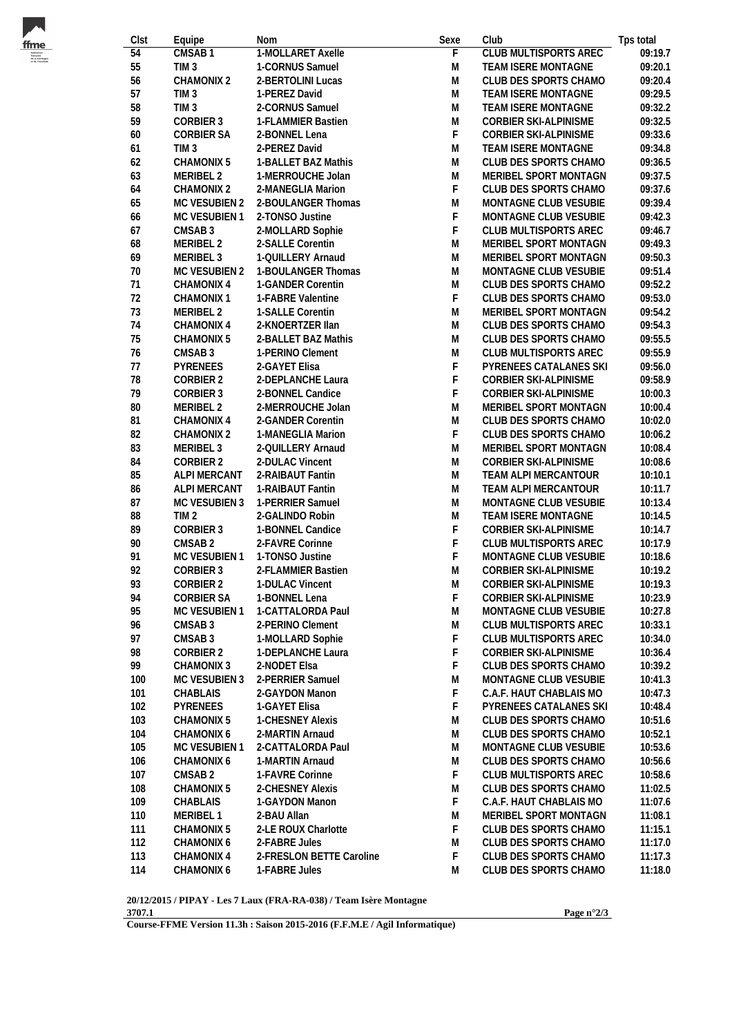| Clst | Equipe | Nom | Sexe | Club | Tps total |
|---|---|---|---|---|---|
| 54 | CMSAB 1 | 1-MOLLARET Axelle | F | CLUB MULTISPORTS AREC | 09:19.7 |
| 55 | TIM 3 | 1-CORNUS Samuel | M | TEAM ISERE MONTAGNE | 09:20.1 |
| 56 | CHAMONIX 2 | 2-BERTOLINI Lucas | M | CLUB DES SPORTS CHAMO | 09:20.4 |
| 57 | TIM 3 | 1-PEREZ David | M | TEAM ISERE MONTAGNE | 09:29.5 |
| 58 | TIM 3 | 2-CORNUS Samuel | M | TEAM ISERE MONTAGNE | 09:32.2 |
| 59 | CORBIER 3 | 1-FLAMMIER Bastien | M | CORBIER SKI-ALPINISME | 09:32.5 |
| 60 | CORBIER SA | 2-BONNEL Lena | F | CORBIER SKI-ALPINISME | 09:33.6 |
| 61 | TIM 3 | 2-PEREZ David | M | TEAM ISERE MONTAGNE | 09:34.8 |
| 62 | CHAMONIX 5 | 1-BALLET BAZ Mathis | M | CLUB DES SPORTS CHAMO | 09:36.5 |
| 63 | MERIBEL 2 | 1-MERROUCHE Jolan | M | MERIBEL SPORT MONTAGN | 09:37.5 |
| 64 | CHAMONIX 2 | 2-MANEGLIA Marion | F | CLUB DES SPORTS CHAMO | 09:37.6 |
| 65 | MC VESUBIEN 2 | 2-BOULANGER Thomas | M | MONTAGNE CLUB VESUBIE | 09:39.4 |
| 66 | MC VESUBIEN 1 | 2-TONSO Justine | F | MONTAGNE CLUB VESUBIE | 09:42.3 |
| 67 | CMSAB 3 | 2-MOLLARD Sophie | F | CLUB MULTISPORTS AREC | 09:46.7 |
| 68 | MERIBEL 2 | 2-SALLE Corentin | M | MERIBEL SPORT MONTAGN | 09:49.3 |
| 69 | MERIBEL 3 | 1-QUILLERY Arnaud | M | MERIBEL SPORT MONTAGN | 09:50.3 |
| 70 | MC VESUBIEN 2 | 1-BOULANGER Thomas | M | MONTAGNE CLUB VESUBIE | 09:51.4 |
| 71 | CHAMONIX 4 | 1-GANDER Corentin | M | CLUB DES SPORTS CHAMO | 09:52.2 |
| 72 | CHAMONIX 1 | 1-FABRE Valentine | F | CLUB DES SPORTS CHAMO | 09:53.0 |
| 73 | MERIBEL 2 | 1-SALLE Corentin | M | MERIBEL SPORT MONTAGN | 09:54.2 |
| 74 | CHAMONIX 4 | 2-KNOERTZER Ilan | M | CLUB DES SPORTS CHAMO | 09:54.3 |
| 75 | CHAMONIX 5 | 2-BALLET BAZ Mathis | M | CLUB DES SPORTS CHAMO | 09:55.5 |
| 76 | CMSAB 3 | 1-PERINO Clement | M | CLUB MULTISPORTS AREC | 09:55.9 |
| 77 | PYRENEES | 2-GAYET Elisa | F | PYRENEES CATALANES SKI | 09:56.0 |
| 78 | CORBIER 2 | 2-DEPLANCHE Laura | F | CORBIER SKI-ALPINISME | 09:58.9 |
| 79 | CORBIER 3 | 2-BONNEL Candice | F | CORBIER SKI-ALPINISME | 10:00.3 |
| 80 | MERIBEL 2 | 2-MERROUCHE Jolan | M | MERIBEL SPORT MONTAGN | 10:00.4 |
| 81 | CHAMONIX 4 | 2-GANDER Corentin | M | CLUB DES SPORTS CHAMO | 10:02.0 |
| 82 | CHAMONIX 2 | 1-MANEGLIA Marion | F | CLUB DES SPORTS CHAMO | 10:06.2 |
| 83 | MERIBEL 3 | 2-QUILLERY Arnaud | M | MERIBEL SPORT MONTAGN | 10:08.4 |
| 84 | CORBIER 2 | 2-DULAC Vincent | M | CORBIER SKI-ALPINISME | 10:08.6 |
| 85 | ALPI MERCANT | 2-RAIBAUT Fantin | M | TEAM ALPI MERCANTOUR | 10:10.1 |
| 86 | ALPI MERCANT | 1-RAIBAUT Fantin | M | TEAM ALPI MERCANTOUR | 10:11.7 |
| 87 | MC VESUBIEN 3 | 1-PERRIER Samuel | M | MONTAGNE CLUB VESUBIE | 10:13.4 |
| 88 | TIM 2 | 2-GALINDO Robin | M | TEAM ISERE MONTAGNE | 10:14.5 |
| 89 | CORBIER 3 | 1-BONNEL Candice | F | CORBIER SKI-ALPINISME | 10:14.7 |
| 90 | CMSAB 2 | 2-FAVRE Corinne | F | CLUB MULTISPORTS AREC | 10:17.9 |
| 91 | MC VESUBIEN 1 | 1-TONSO Justine | F | MONTAGNE CLUB VESUBIE | 10:18.6 |
| 92 | CORBIER 3 | 2-FLAMMIER Bastien | M | CORBIER SKI-ALPINISME | 10:19.2 |
| 93 | CORBIER 2 | 1-DULAC Vincent | M | CORBIER SKI-ALPINISME | 10:19.3 |
| 94 | CORBIER SA | 1-BONNEL Lena | F | CORBIER SKI-ALPINISME | 10:23.9 |
| 95 | MC VESUBIEN 1 | 1-CATTALORDA Paul | M | MONTAGNE CLUB VESUBIE | 10:27.8 |
| 96 | CMSAB 3 | 2-PERINO Clement | M | CLUB MULTISPORTS AREC | 10:33.1 |
| 97 | CMSAB 3 | 1-MOLLARD Sophie | F | CLUB MULTISPORTS AREC | 10:34.0 |
| 98 | CORBIER 2 | 1-DEPLANCHE Laura | F | CORBIER SKI-ALPINISME | 10:36.4 |
| 99 | CHAMONIX 3 | 2-NODET Elsa | F | CLUB DES SPORTS CHAMO | 10:39.2 |
| 100 | MC VESUBIEN 3 | 2-PERRIER Samuel | M | MONTAGNE CLUB VESUBIE | 10:41.3 |
| 101 | CHABLAIS | 2-GAYDON Manon | F | C.A.F. HAUT CHABLAIS MO | 10:47.3 |
| 102 | PYRENEES | 1-GAYET Elisa | F | PYRENEES CATALANES SKI | 10:48.4 |
| 103 | CHAMONIX 5 | 1-CHESNEY Alexis | M | CLUB DES SPORTS CHAMO | 10:51.6 |
| 104 | CHAMONIX 6 | 2-MARTIN Arnaud | M | CLUB DES SPORTS CHAMO | 10:52.1 |
| 105 | MC VESUBIEN 1 | 2-CATTALORDA Paul | M | MONTAGNE CLUB VESUBIE | 10:53.6 |
| 106 | CHAMONIX 6 | 1-MARTIN Arnaud | M | CLUB DES SPORTS CHAMO | 10:56.6 |
| 107 | CMSAB 2 | 1-FAVRE Corinne | F | CLUB MULTISPORTS AREC | 10:58.6 |
| 108 | CHAMONIX 5 | 2-CHESNEY Alexis | M | CLUB DES SPORTS CHAMO | 11:02.5 |
| 109 | CHABLAIS | 1-GAYDON Manon | F | C.A.F. HAUT CHABLAIS MO | 11:07.6 |
| 110 | MERIBEL 1 | 2-BAU Allan | M | MERIBEL SPORT MONTAGN | 11:08.1 |
| 111 | CHAMONIX 5 | 2-LE ROUX Charlotte | F | CLUB DES SPORTS CHAMO | 11:15.1 |
| 112 | CHAMONIX 6 | 2-FABRE Jules | M | CLUB DES SPORTS CHAMO | 11:17.0 |
| 113 | CHAMONIX 4 | 2-FRESLON BETTE Caroline | F | CLUB DES SPORTS CHAMO | 11:17.3 |
| 114 | CHAMONIX 6 | 1-FABRE Jules | M | CLUB DES SPORTS CHAMO | 11:18.0 |

**20/12/2015 / PIPAY - Les 7 Laux (FRA-RA-038) / Team Isère Montagne**
**3707.1**
**Course-FFME Version 11.3h : Saison 2015-2016 (F.F.M.E / Agil Informatique)**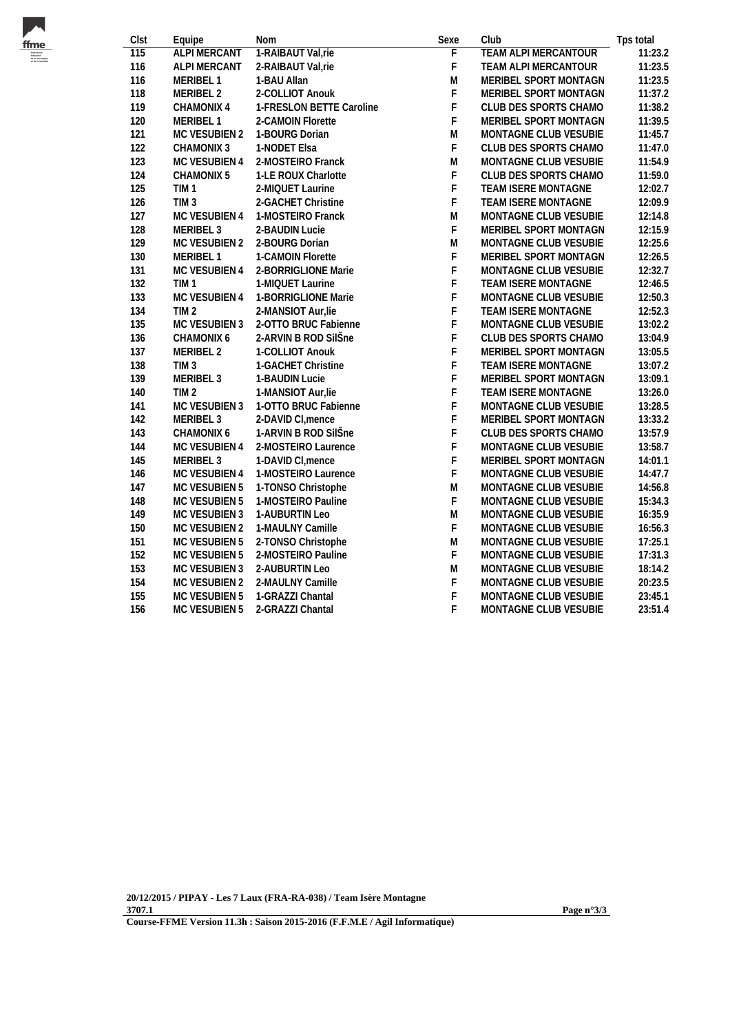| Clst | Equipe | Nom | Sexe | Club | Tps total |
|---|---|---|---|---|---|
| 115 | ALPI MERCANT | 1-RAIBAUT Val,rie | F | TEAM ALPI MERCANTOUR | 11:23.2 |
| 116 | ALPI MERCANT | 2-RAIBAUT Val,rie | F | TEAM ALPI MERCANTOUR | 11:23.5 |
| 116 | MERIBEL 1 | 1-BAU Allan | M | MERIBEL SPORT MONTAGN | 11:23.5 |
| 118 | MERIBEL 2 | 2-COLLIOT Anouk | F | MERIBEL SPORT MONTAGN | 11:37.2 |
| 119 | CHAMONIX 4 | 1-FRESLON BETTE Caroline | F | CLUB DES SPORTS CHAMO | 11:38.2 |
| 120 | MERIBEL 1 | 2-CAMOIN Florette | F | MERIBEL SPORT MONTAGN | 11:39.5 |
| 121 | MC VESUBIEN 2 | 1-BOURG Dorian | M | MONTAGNE CLUB VESUBIE | 11:45.7 |
| 122 | CHAMONIX 3 | 1-NODET Elsa | F | CLUB DES SPORTS CHAMO | 11:47.0 |
| 123 | MC VESUBIEN 4 | 2-MOSTEIRO Franck | M | MONTAGNE CLUB VESUBIE | 11:54.9 |
| 124 | CHAMONIX 5 | 1-LE ROUX Charlotte | F | CLUB DES SPORTS CHAMO | 11:59.0 |
| 125 | TIM 1 | 2-MIQUET Laurine | F | TEAM ISERE MONTAGNE | 12:02.7 |
| 126 | TIM 3 | 2-GACHET Christine | F | TEAM ISERE MONTAGNE | 12:09.9 |
| 127 | MC VESUBIEN 4 | 1-MOSTEIRO Franck | M | MONTAGNE CLUB VESUBIE | 12:14.8 |
| 128 | MERIBEL 3 | 2-BAUDIN Lucie | F | MERIBEL SPORT MONTAGN | 12:15.9 |
| 129 | MC VESUBIEN 2 | 2-BOURG Dorian | M | MONTAGNE CLUB VESUBIE | 12:25.6 |
| 130 | MERIBEL 1 | 1-CAMOIN Florette | F | MERIBEL SPORT MONTAGN | 12:26.5 |
| 131 | MC VESUBIEN 4 | 2-BORRIGLIONE Marie | F | MONTAGNE CLUB VESUBIE | 12:32.7 |
| 132 | TIM 1 | 1-MIQUET Laurine | F | TEAM ISERE MONTAGNE | 12:46.5 |
| 133 | MC VESUBIEN 4 | 1-BORRIGLIONE Marie | F | MONTAGNE CLUB VESUBIE | 12:50.3 |
| 134 | TIM 2 | 2-MANSIOT Aur,lie | F | TEAM ISERE MONTAGNE | 12:52.3 |
| 135 | MC VESUBIEN 3 | 2-OTTO BRUC Fabienne | F | MONTAGNE CLUB VESUBIE | 13:02.2 |
| 136 | CHAMONIX 6 | 2-ARVIN B ROD SilŠne | F | CLUB DES SPORTS CHAMO | 13:04.9 |
| 137 | MERIBEL 2 | 1-COLLIOT Anouk | F | MERIBEL SPORT MONTAGN | 13:05.5 |
| 138 | TIM 3 | 1-GACHET Christine | F | TEAM ISERE MONTAGNE | 13:07.2 |
| 139 | MERIBEL 3 | 1-BAUDIN Lucie | F | MERIBEL SPORT MONTAGN | 13:09.1 |
| 140 | TIM 2 | 1-MANSIOT Aur,lie | F | TEAM ISERE MONTAGNE | 13:26.0 |
| 141 | MC VESUBIEN 3 | 1-OTTO BRUC Fabienne | F | MONTAGNE CLUB VESUBIE | 13:28.5 |
| 142 | MERIBEL 3 | 2-DAVID Cl,mence | F | MERIBEL SPORT MONTAGN | 13:33.2 |
| 143 | CHAMONIX 6 | 1-ARVIN B ROD SilŠne | F | CLUB DES SPORTS CHAMO | 13:57.9 |
| 144 | MC VESUBIEN 4 | 2-MOSTEIRO Laurence | F | MONTAGNE CLUB VESUBIE | 13:58.7 |
| 145 | MERIBEL 3 | 1-DAVID Cl,mence | F | MERIBEL SPORT MONTAGN | 14:01.1 |
| 146 | MC VESUBIEN 4 | 1-MOSTEIRO Laurence | F | MONTAGNE CLUB VESUBIE | 14:47.7 |
| 147 | MC VESUBIEN 5 | 1-TONSO Christophe | M | MONTAGNE CLUB VESUBIE | 14:56.8 |
| 148 | MC VESUBIEN 5 | 1-MOSTEIRO Pauline | F | MONTAGNE CLUB VESUBIE | 15:34.3 |
| 149 | MC VESUBIEN 3 | 1-AUBURTIN Leo | M | MONTAGNE CLUB VESUBIE | 16:35.9 |
| 150 | MC VESUBIEN 2 | 1-MAULNY Camille | F | MONTAGNE CLUB VESUBIE | 16:56.3 |
| 151 | MC VESUBIEN 5 | 2-TONSO Christophe | M | MONTAGNE CLUB VESUBIE | 17:25.1 |
| 152 | MC VESUBIEN 5 | 2-MOSTEIRO Pauline | F | MONTAGNE CLUB VESUBIE | 17:31.3 |
| 153 | MC VESUBIEN 3 | 2-AUBURTIN Leo | M | MONTAGNE CLUB VESUBIE | 18:14.2 |
| 154 | MC VESUBIEN 2 | 2-MAULNY Camille | F | MONTAGNE CLUB VESUBIE | 20:23.5 |
| 155 | MC VESUBIEN 5 | 1-GRAZZI Chantal | F | MONTAGNE CLUB VESUBIE | 23:45.1 |
| 156 | MC VESUBIEN 5 | 2-GRAZZI Chantal | F | MONTAGNE CLUB VESUBIE | 23:51.4 |

**20/12/2015 / PIPAY - Les 7 Laux (FRA-RA-038) / Team Isère Montagne**
**3707.1**
**Course-FFME Version 11.3h : Saison 2015-2016 (F.F.M.E / Agil Informatique)**